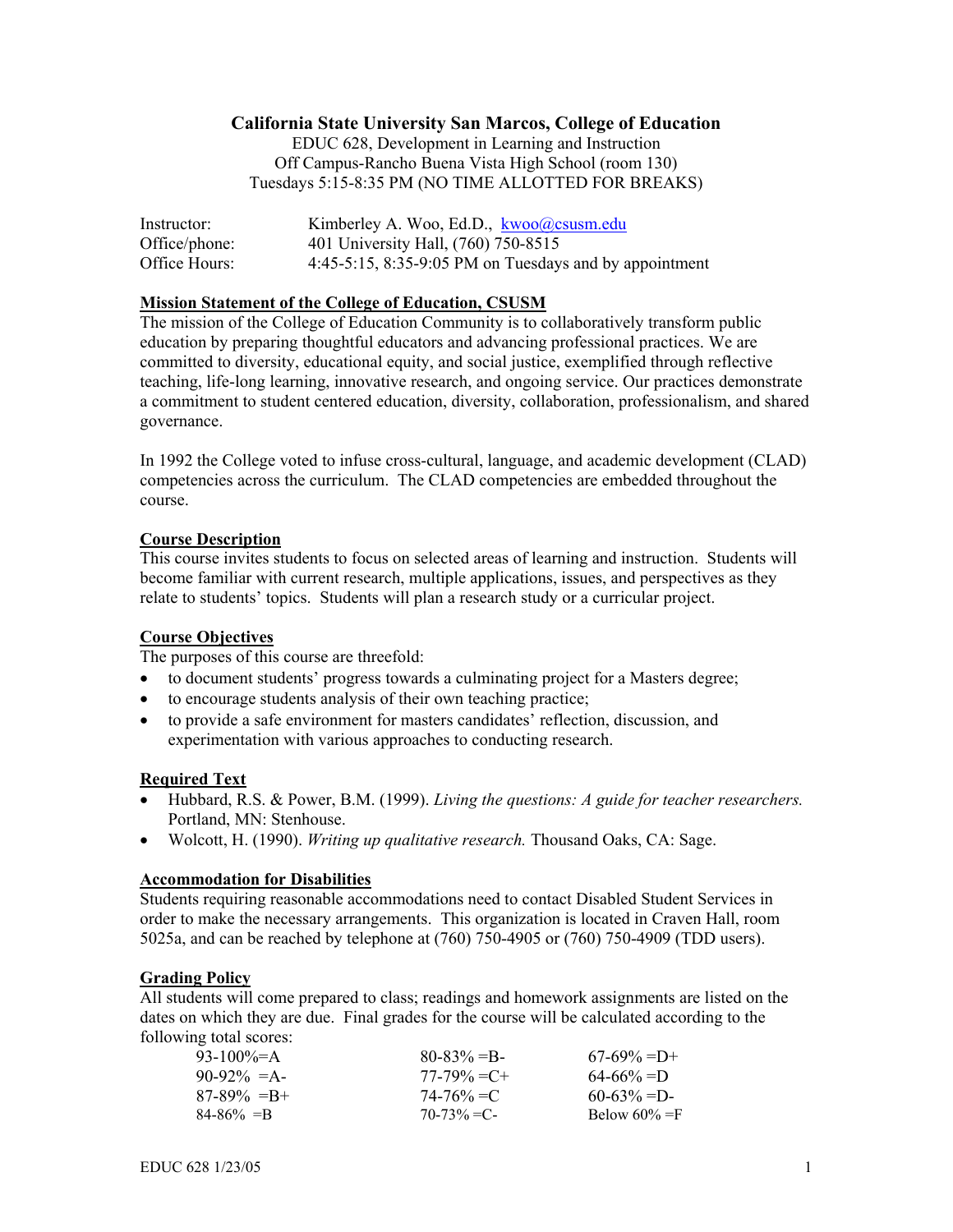# California State University San Marcos, College of Education

EDUC 628, Development in Learning and Instruction
Off Campus-Rancho Buena Vista High School (room 130)
Tuesdays 5:15-8:35 PM (NO TIME ALLOTTED FOR BREAKS)

| | |
|---|---|
| Instructor: | Kimberley A. Woo, Ed.D., kwoo@csusm.edu |
| Office/phone: | 401 University Hall, (760) 750-8515 |
| Office Hours: | 4:45-5:15, 8:35-9:05 PM on Tuesdays and by appointment |

## Mission Statement of the College of Education, CSUSM

The mission of the College of Education Community is to collaboratively transform public education by preparing thoughtful educators and advancing professional practices. We are committed to diversity, educational equity, and social justice, exemplified through reflective teaching, life-long learning, innovative research, and ongoing service. Our practices demonstrate a commitment to student centered education, diversity, collaboration, professionalism, and shared governance.

In 1992 the College voted to infuse cross-cultural, language, and academic development (CLAD) competencies across the curriculum. The CLAD competencies are embedded throughout the course.

## Course Description

This course invites students to focus on selected areas of learning and instruction. Students will become familiar with current research, multiple applications, issues, and perspectives as they relate to students' topics. Students will plan a research study or a curricular project.

## Course Objectives

The purposes of this course are threefold:

- to document students' progress towards a culminating project for a Masters degree;
- to encourage students analysis of their own teaching practice;
- to provide a safe environment for masters candidates' reflection, discussion, and experimentation with various approaches to conducting research.

## Required Text

- Hubbard, R.S. & Power, B.M. (1999). *Living the questions: A guide for teacher researchers.* Portland, MN: Stenhouse.
- Wolcott, H. (1990). *Writing up qualitative research.* Thousand Oaks, CA: Sage.

## Accommodation for Disabilities

Students requiring reasonable accommodations need to contact Disabled Student Services in order to make the necessary arrangements. This organization is located in Craven Hall, room 5025a, and can be reached by telephone at (760) 750-4905 or (760) 750-4909 (TDD users).

## Grading Policy

All students will come prepared to class; readings and homework assignments are listed on the dates on which they are due. Final grades for the course will be calculated according to the following total scores:

| | | |
|---|---|---|
| 93-100%=A | 80-83% =B- | 67-69% =D+ |
| 90-92% =A- | 77-79% =C+ | 64-66% =D |
| 87-89% =B+ | 74-76% =C | 60-63% =D- |
| 84-86% =B | 70-73% =C- | Below 60% =F |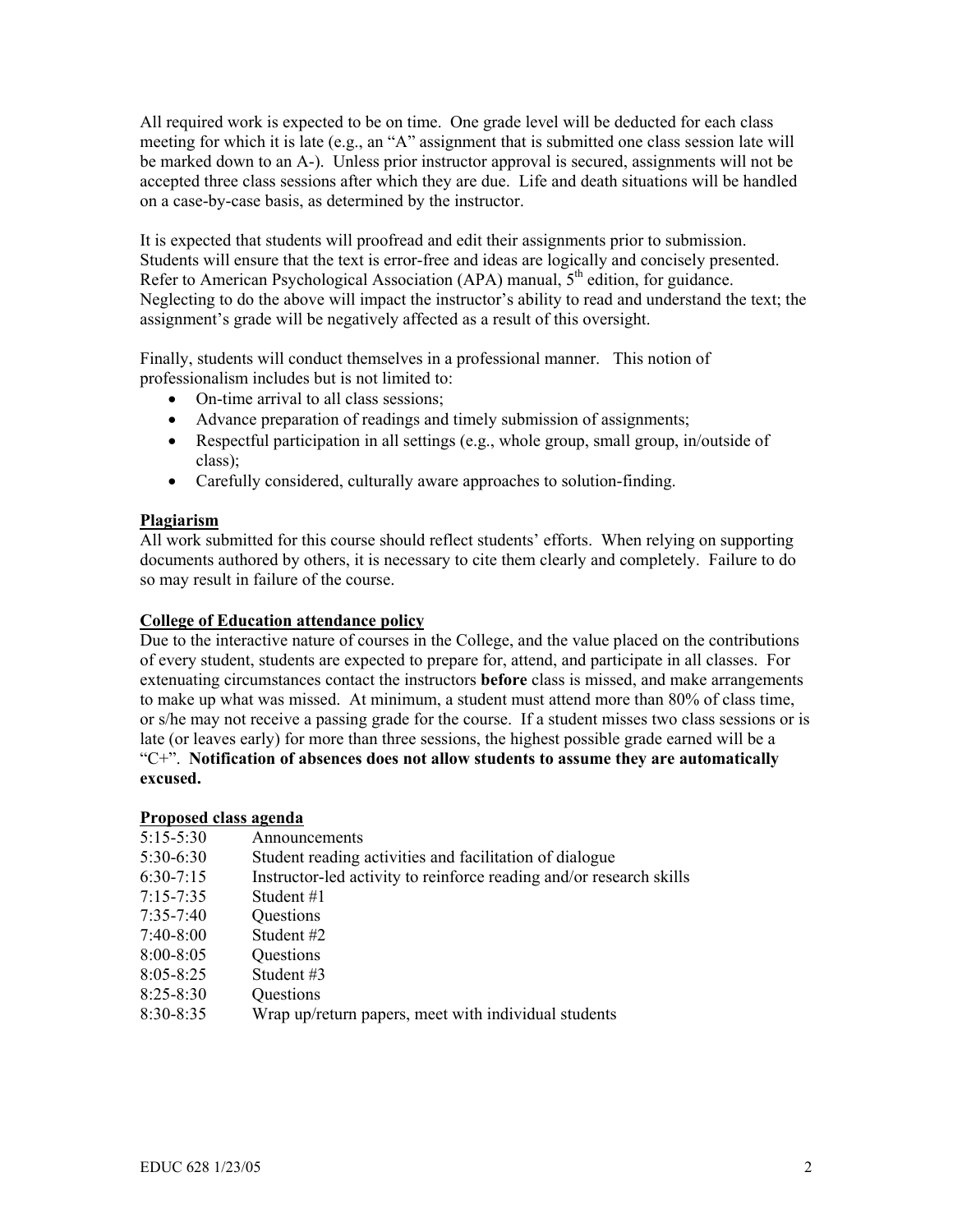All required work is expected to be on time. One grade level will be deducted for each class meeting for which it is late (e.g., an "A" assignment that is submitted one class session late will be marked down to an A-). Unless prior instructor approval is secured, assignments will not be accepted three class sessions after which they are due. Life and death situations will be handled on a case-by-case basis, as determined by the instructor.

It is expected that students will proofread and edit their assignments prior to submission. Students will ensure that the text is error-free and ideas are logically and concisely presented. Refer to American Psychological Association (APA) manual, 5th edition, for guidance. Neglecting to do the above will impact the instructor's ability to read and understand the text; the assignment's grade will be negatively affected as a result of this oversight.

Finally, students will conduct themselves in a professional manner. This notion of professionalism includes but is not limited to:

- On-time arrival to all class sessions;
- Advance preparation of readings and timely submission of assignments;
- Respectful participation in all settings (e.g., whole group, small group, in/outside of class);
- Carefully considered, culturally aware approaches to solution-finding.

## Plagiarism

All work submitted for this course should reflect students' efforts. When relying on supporting documents authored by others, it is necessary to cite them clearly and completely. Failure to do so may result in failure of the course.

## College of Education attendance policy

Due to the interactive nature of courses in the College, and the value placed on the contributions of every student, students are expected to prepare for, attend, and participate in all classes. For extenuating circumstances contact the instructors **before** class is missed, and make arrangements to make up what was missed. At minimum, a student must attend more than 80% of class time, or s/he may not receive a passing grade for the course. If a student misses two class sessions or is late (or leaves early) for more than three sessions, the highest possible grade earned will be a "C+". **Notification of absences does not allow students to assume they are automatically excused.**

## Proposed class agenda

| | |
|---|---|
| 5:15-5:30 | Announcements |
| 5:30-6:30 | Student reading activities and facilitation of dialogue |
| 6:30-7:15 | Instructor-led activity to reinforce reading and/or research skills |
| 7:15-7:35 | Student #1 |
| 7:35-7:40 | Questions |
| 7:40-8:00 | Student #2 |
| 8:00-8:05 | Questions |
| 8:05-8:25 | Student #3 |
| 8:25-8:30 | Questions |
| 8:30-8:35 | Wrap up/return papers, meet with individual students |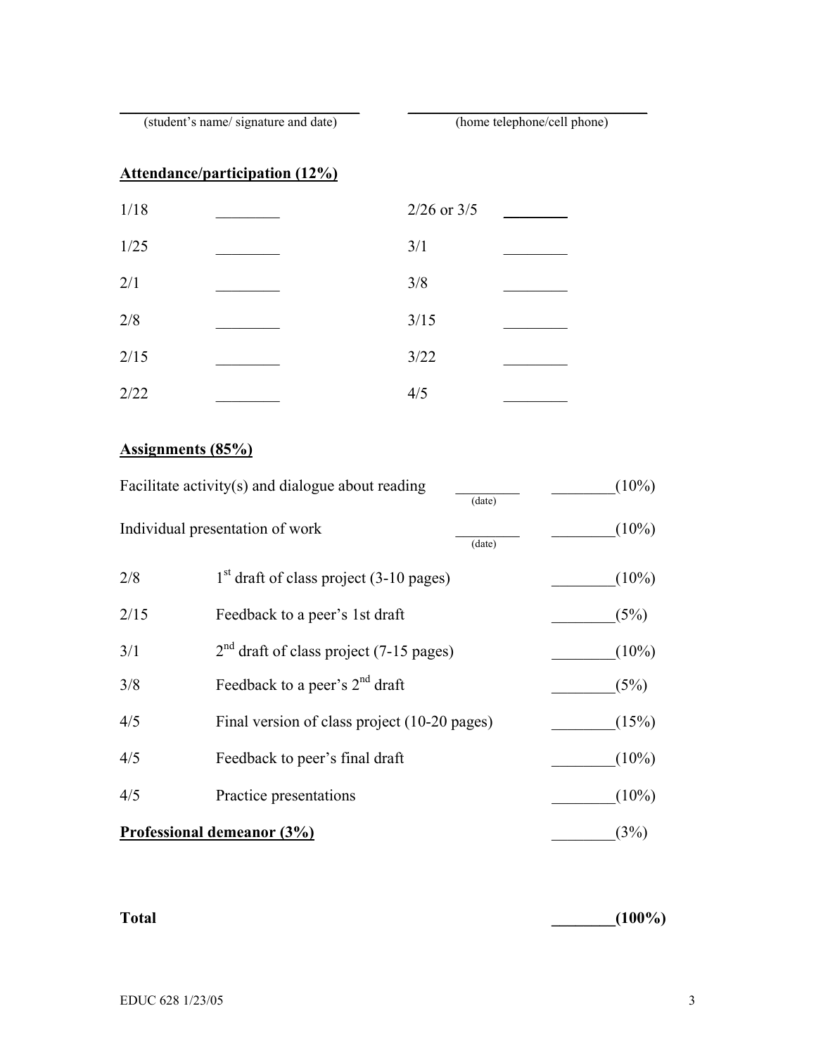\_\_\_\_\_\_\_\_\_\_\_\_\_\_\_\_\_\_\_\_\_\_\_\_\_\_\_\_\_\_ (student's name/ signature and date)

\_\_\_\_\_\_\_\_\_\_\_\_\_\_\_\_\_\_\_\_\_\_\_\_\_\_\_\_\_\_ (home telephone/cell phone)

**Attendance/participation (12%)**

| | | | |
|---|---|---|---|
| 1/18 | ________ | 2/26 or 3/5 | ________ |
| 1/25 | ________ | 3/1 | ________ |
| 2/1 | ________ | 3/8 | ________ |
| 2/8 | ________ | 3/15 | ________ |
| 2/15 | ________ | 3/22 | ________ |
| 2/22 | ________ | 4/5 | ________ |

**Assignments (85%)**

| | | | |
|---|---|---|---|
| Facilitate activity(s) and dialogue about reading | | ________ (date) | ________(10%) |
| Individual presentation of work | | ________ (date) | ________(10%) |
| 2/8 | 1st draft of class project (3-10 pages) | | ________(10%) |
| 2/15 | Feedback to a peer's 1st draft | | ________(5%) |
| 3/1 | 2nd draft of class project (7-15 pages) | | ________(10%) |
| 3/8 | Feedback to a peer's 2nd draft | | ________(5%) |
| 4/5 | Final version of class project (10-20 pages) | | ________(15%) |
| 4/5 | Feedback to peer's final draft | | ________(10%) |
| 4/5 | Practice presentations | | ________(10%) |

**Professional demeanor (3%)** ________(3%)

**Total** **________(100%)**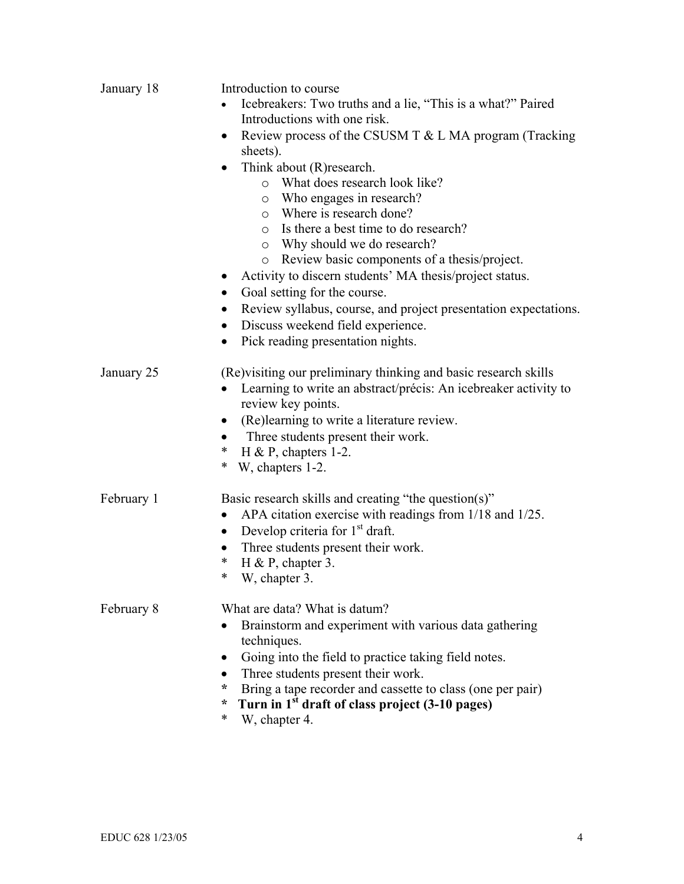January 18

Introduction to course

- Icebreakers: Two truths and a lie, "This is a what?" Paired Introductions with one risk.
- Review process of the CSUSM T & L MA program (Tracking sheets).
- Think about (R)research.
  - What does research look like?
  - Who engages in research?
  - Where is research done?
  - Is there a best time to do research?
  - Why should we do research?
  - Review basic components of a thesis/project.
- Activity to discern students' MA thesis/project status.
- Goal setting for the course.
- Review syllabus, course, and project presentation expectations.
- Discuss weekend field experience.
- Pick reading presentation nights.

January 25

(Re)visiting our preliminary thinking and basic research skills

- Learning to write an abstract/précis: An icebreaker activity to review key points.
- (Re)learning to write a literature review.
- Three students present their work.

\* H & P, chapters 1-2.
\* W, chapters 1-2.

February 1

Basic research skills and creating "the question(s)"

- APA citation exercise with readings from 1/18 and 1/25.
- Develop criteria for 1st draft.
- Three students present their work.

\* H & P, chapter 3.
\* W, chapter 3.

February 8

What are data? What is datum?

- Brainstorm and experiment with various data gathering techniques.
- Going into the field to practice taking field notes.
- Three students present their work.

\* Bring a tape recorder and cassette to class (one per pair)
\* **Turn in 1st draft of class project (3-10 pages)**
\* W, chapter 4.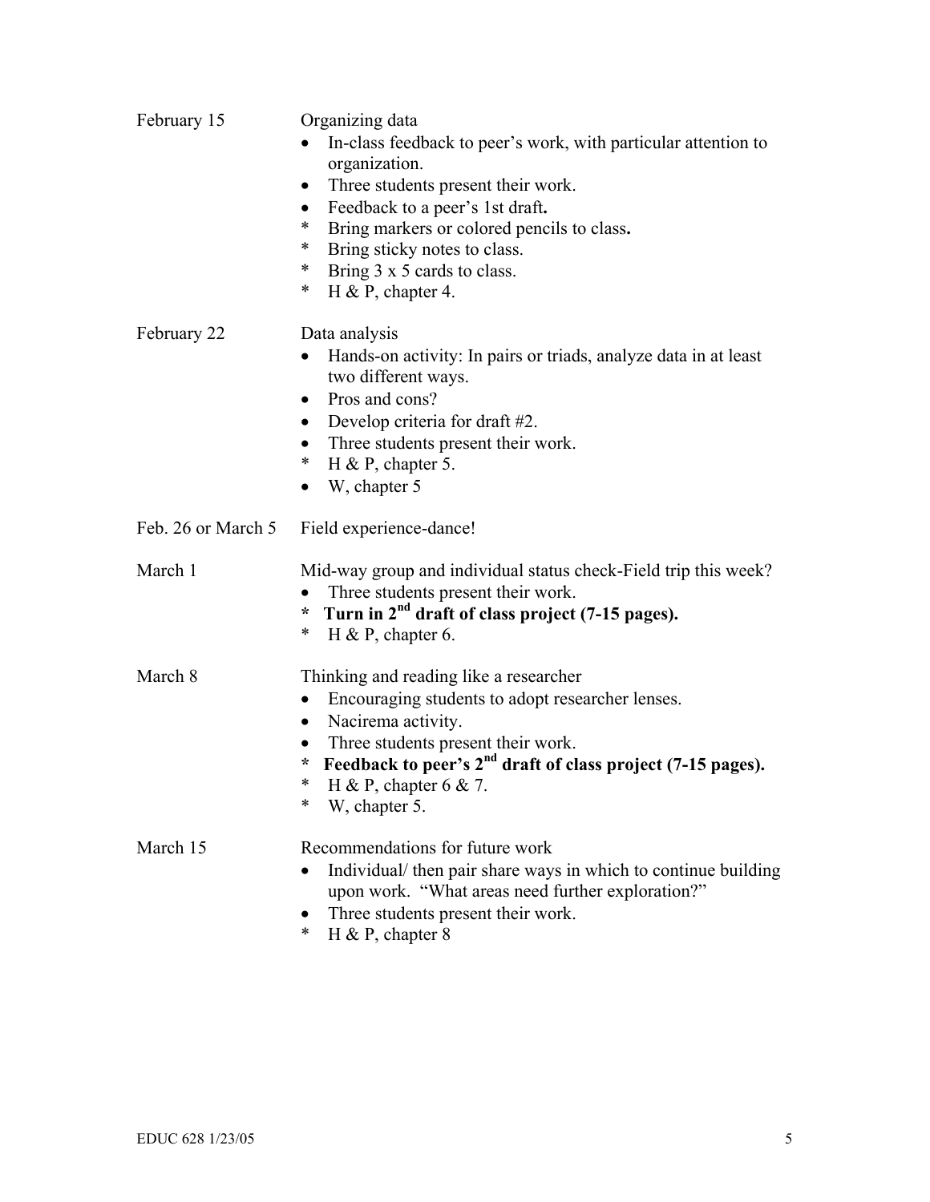| | |
|---|---|
| February 15 | Organizing data<br>• In-class feedback to peer's work, with particular attention to organization.<br>• Three students present their work.<br>• Feedback to a peer's 1st draft**.**<br>* Bring markers or colored pencils to class**.**<br>* Bring sticky notes to class.<br>* Bring 3 x 5 cards to class.<br>* H & P, chapter 4. |
| February 22 | Data analysis<br>• Hands-on activity: In pairs or triads, analyze data in at least two different ways.<br>• Pros and cons?<br>• Develop criteria for draft #2.<br>• Three students present their work.<br>* H & P, chapter 5.<br>• W, chapter 5 |
| Feb. 26 or March 5 | Field experience-dance! |
| March 1 | Mid-way group and individual status check-Field trip this week?<br>• Three students present their work.<br>* **Turn in 2nd draft of class project (7-15 pages).**<br>* H & P, chapter 6. |
| March 8 | Thinking and reading like a researcher<br>• Encouraging students to adopt researcher lenses.<br>• Nacirema activity.<br>• Three students present their work.<br>* **Feedback to peer's 2nd draft of class project (7-15 pages).**<br>* H & P, chapter 6 & 7.<br>* W, chapter 5. |
| March 15 | Recommendations for future work<br>• Individual/ then pair share ways in which to continue building upon work. "What areas need further exploration?"<br>• Three students present their work.<br>* H & P, chapter 8 |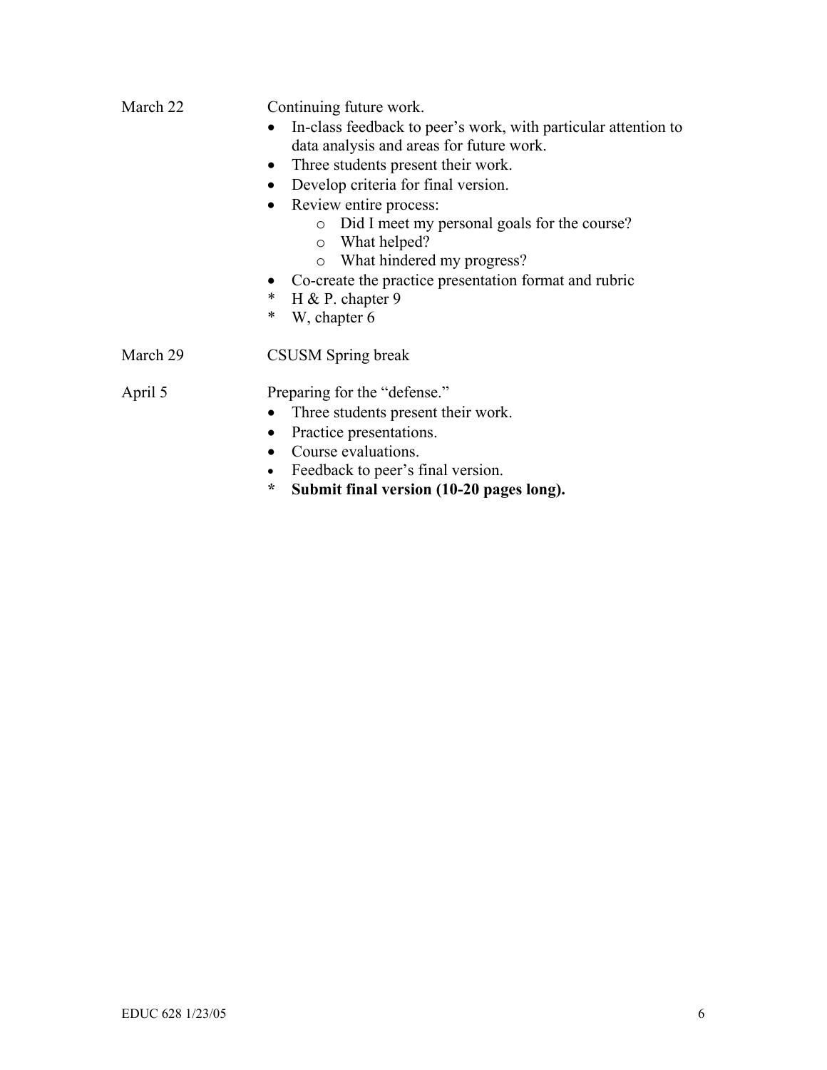March 22 — Continuing future work.

- In-class feedback to peer's work, with particular attention to data analysis and areas for future work.
- Three students present their work.
- Develop criteria for final version.
- Review entire process:
  - Did I meet my personal goals for the course?
  - What helped?
  - What hindered my progress?
- Co-create the practice presentation format and rubric

* H & P. chapter 9
* W, chapter 6

March 29 — CSUSM Spring break

April 5 — Preparing for the "defense."

- Three students present their work.
- Practice presentations.
- Course evaluations.
- Feedback to peer's final version.

* **Submit final version (10-20 pages long).**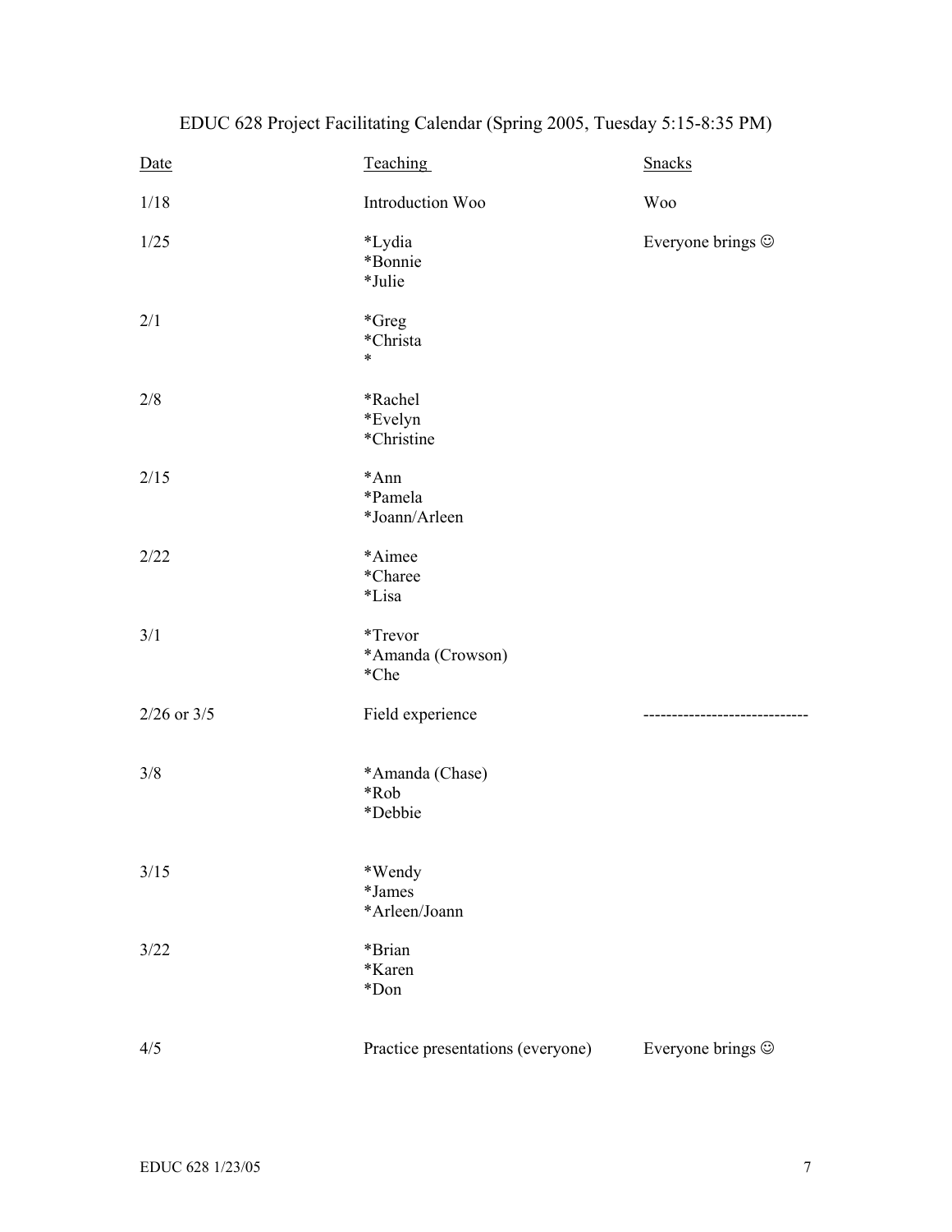EDUC 628 Project Facilitating Calendar (Spring 2005, Tuesday 5:15-8:35 PM)

| Date | Teaching | Snacks |
| --- | --- | --- |
| 1/18 | Introduction Woo | Woo |
| 1/25 | *Lydia<br>*Bonnie<br>*Julie | Everyone brings ☺ |
| 2/1 | *Greg<br>*Christa<br>* | |
| 2/8 | *Rachel<br>*Evelyn<br>*Christine | |
| 2/15 | *Ann<br>*Pamela<br>*Joann/Arleen | |
| 2/22 | *Aimee<br>*Charee<br>*Lisa | |
| 3/1 | *Trevor<br>*Amanda (Crowson)<br>*Che | |
| 2/26 or 3/5 | Field experience | ---------------------------- |
| 3/8 | *Amanda (Chase)<br>*Rob<br>*Debbie | |
| 3/15 | *Wendy<br>*James<br>*Arleen/Joann | |
| 3/22 | *Brian<br>*Karen<br>*Don | |
| 4/5 | Practice presentations (everyone) | Everyone brings ☺ |